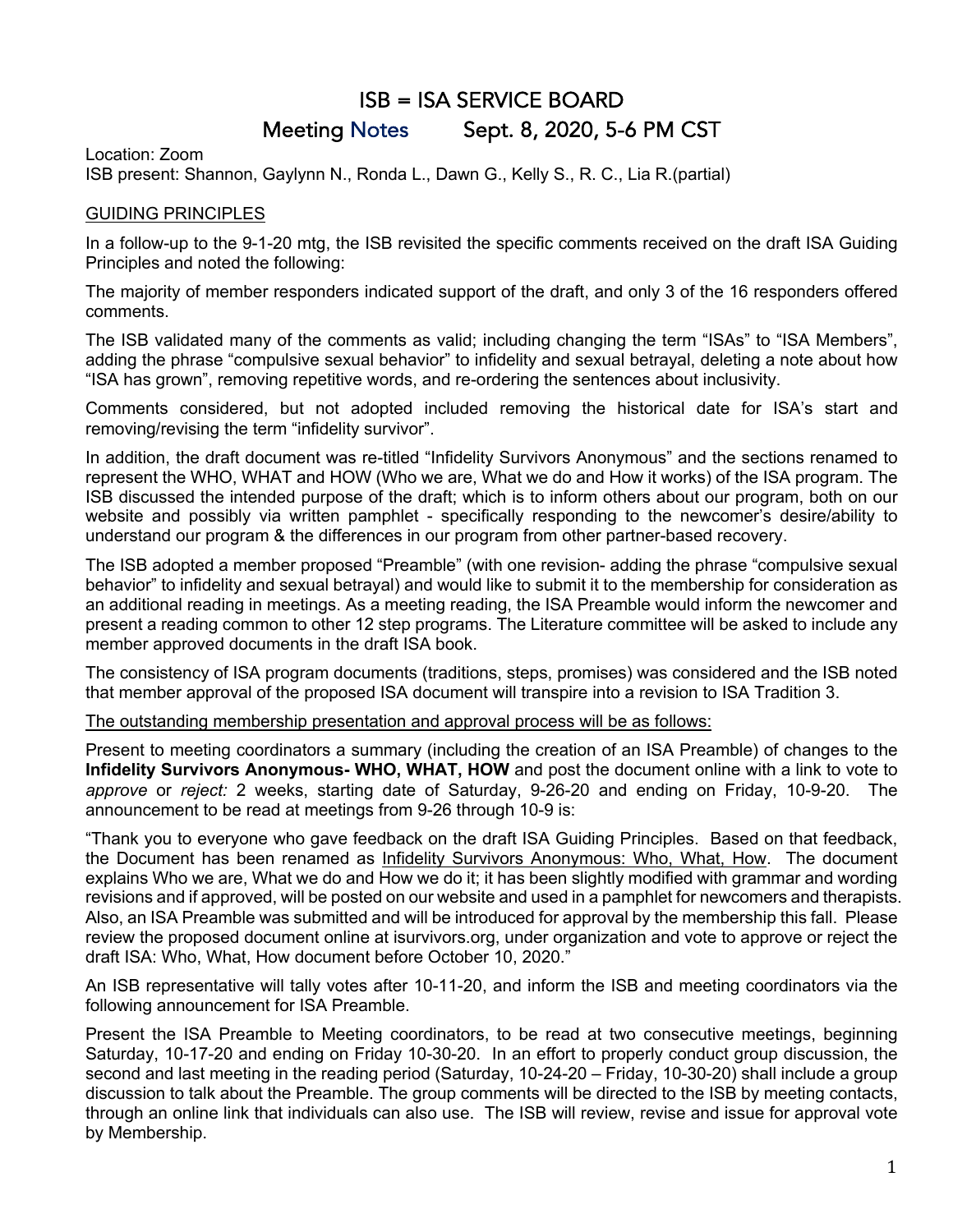# ISB = ISA SERVICE BOARD

## Meeting Notes Sept. 8, 2020, 5-6 PM CST

Location: Zoom
ISB present: Shannon, Gaylynn N., Ronda L., Dawn G., Kelly S., R. C., Lia R.(partial)

<u>GUIDING PRINCIPLES</u>

In a follow-up to the 9-1-20 mtg, the ISB revisited the specific comments received on the draft ISA Guiding Principles and noted the following:

The majority of member responders indicated support of the draft, and only 3 of the 16 responders offered comments.

The ISB validated many of the comments as valid; including changing the term "ISAs" to "ISA Members", adding the phrase "compulsive sexual behavior" to infidelity and sexual betrayal, deleting a note about how "ISA has grown", removing repetitive words, and re-ordering the sentences about inclusivity.

Comments considered, but not adopted included removing the historical date for ISA's start and removing/revising the term "infidelity survivor".

In addition, the draft document was re-titled "Infidelity Survivors Anonymous" and the sections renamed to represent the WHO, WHAT and HOW (Who we are, What we do and How it works) of the ISA program. The ISB discussed the intended purpose of the draft; which is to inform others about our program, both on our website and possibly via written pamphlet - specifically responding to the newcomer's desire/ability to understand our program & the differences in our program from other partner-based recovery.

The ISB adopted a member proposed "Preamble" (with one revision- adding the phrase "compulsive sexual behavior" to infidelity and sexual betrayal) and would like to submit it to the membership for consideration as an additional reading in meetings. As a meeting reading, the ISA Preamble would inform the newcomer and present a reading common to other 12 step programs. The Literature committee will be asked to include any member approved documents in the draft ISA book.

The consistency of ISA program documents (traditions, steps, promises) was considered and the ISB noted that member approval of the proposed ISA document will transpire into a revision to ISA Tradition 3.

<u>The outstanding membership presentation and approval process will be as follows:</u>

Present to meeting coordinators a summary (including the creation of an ISA Preamble) of changes to the **Infidelity Survivors Anonymous- WHO, WHAT, HOW** and post the document online with a link to vote to *approve* or *reject:* 2 weeks, starting date of Saturday, 9-26-20 and ending on Friday, 10-9-20. The announcement to be read at meetings from 9-26 through 10-9 is:

"Thank you to everyone who gave feedback on the draft ISA Guiding Principles. Based on that feedback, the Document has been renamed as <u>Infidelity Survivors Anonymous: Who, What, How</u>. The document explains Who we are, What we do and How we do it; it has been slightly modified with grammar and wording revisions and if approved, will be posted on our website and used in a pamphlet for newcomers and therapists. Also, an ISA Preamble was submitted and will be introduced for approval by the membership this fall. Please review the proposed document online at isurvivors.org, under organization and vote to approve or reject the draft ISA: Who, What, How document before October 10, 2020."

An ISB representative will tally votes after 10-11-20, and inform the ISB and meeting coordinators via the following announcement for ISA Preamble.

Present the ISA Preamble to Meeting coordinators, to be read at two consecutive meetings, beginning Saturday, 10-17-20 and ending on Friday 10-30-20. In an effort to properly conduct group discussion, the second and last meeting in the reading period (Saturday, 10-24-20 – Friday, 10-30-20) shall include a group discussion to talk about the Preamble. The group comments will be directed to the ISB by meeting contacts, through an online link that individuals can also use. The ISB will review, revise and issue for approval vote by Membership.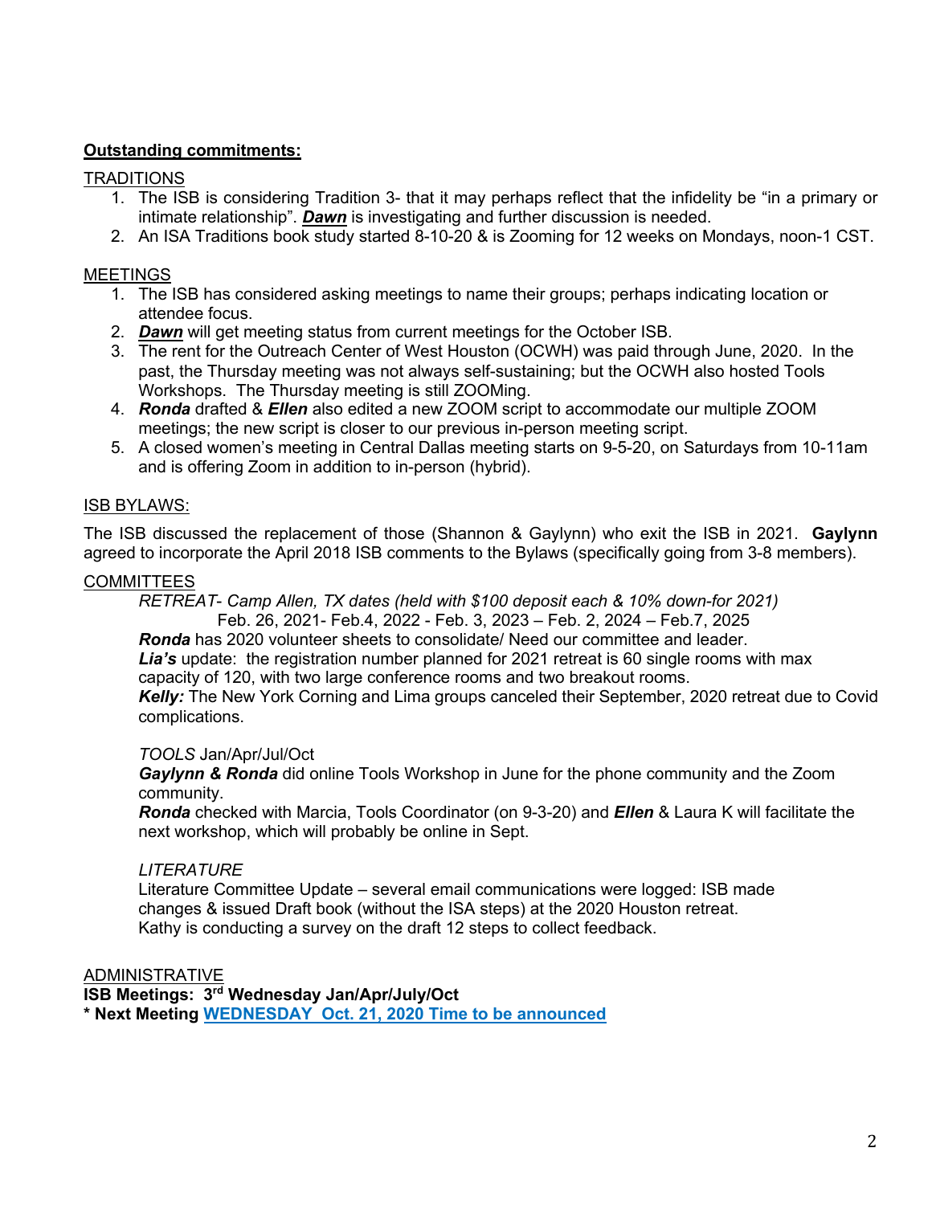**Outstanding commitments:**

TRADITIONS

1. The ISB is considering Tradition 3- that it may perhaps reflect that the infidelity be "in a primary or intimate relationship". ***Dawn*** is investigating and further discussion is needed.
2. An ISA Traditions book study started 8-10-20 & is Zooming for 12 weeks on Mondays, noon-1 CST.

MEETINGS

1. The ISB has considered asking meetings to name their groups; perhaps indicating location or attendee focus.
2. ***Dawn*** will get meeting status from current meetings for the October ISB.
3. The rent for the Outreach Center of West Houston (OCWH) was paid through June, 2020. In the past, the Thursday meeting was not always self-sustaining; but the OCWH also hosted Tools Workshops. The Thursday meeting is still ZOOMing.
4. ***Ronda*** drafted & ***Ellen*** also edited a new ZOOM script to accommodate our multiple ZOOM meetings; the new script is closer to our previous in-person meeting script.
5. A closed women's meeting in Central Dallas meeting starts on 9-5-20, on Saturdays from 10-11am and is offering Zoom in addition to in-person (hybrid).

ISB BYLAWS:

The ISB discussed the replacement of those (Shannon & Gaylynn) who exit the ISB in 2021. **Gaylynn** agreed to incorporate the April 2018 ISB comments to the Bylaws (specifically going from 3-8 members).

COMMITTEES

*RETREAT- Camp Allen, TX dates (held with $100 deposit each & 10% down-for 2021)*
Feb. 26, 2021- Feb.4, 2022 - Feb. 3, 2023 – Feb. 2, 2024 – Feb.7, 2025
***Ronda*** has 2020 volunteer sheets to consolidate/ Need our committee and leader.
***Lia's*** update: the registration number planned for 2021 retreat is 60 single rooms with max capacity of 120, with two large conference rooms and two breakout rooms.
***Kelly:*** The New York Corning and Lima groups canceled their September, 2020 retreat due to Covid complications.

*TOOLS* Jan/Apr/Jul/Oct
***Gaylynn & Ronda*** did online Tools Workshop in June for the phone community and the Zoom community.
***Ronda*** checked with Marcia, Tools Coordinator (on 9-3-20) and ***Ellen*** & Laura K will facilitate the next workshop, which will probably be online in Sept.

*LITERATURE*
Literature Committee Update – several email communications were logged: ISB made changes & issued Draft book (without the ISA steps) at the 2020 Houston retreat.
Kathy is conducting a survey on the draft 12 steps to collect feedback.

ADMINISTRATIVE
**ISB Meetings: 3rd Wednesday Jan/Apr/July/Oct**
**\* Next Meeting WEDNESDAY Oct. 21, 2020 Time to be announced**